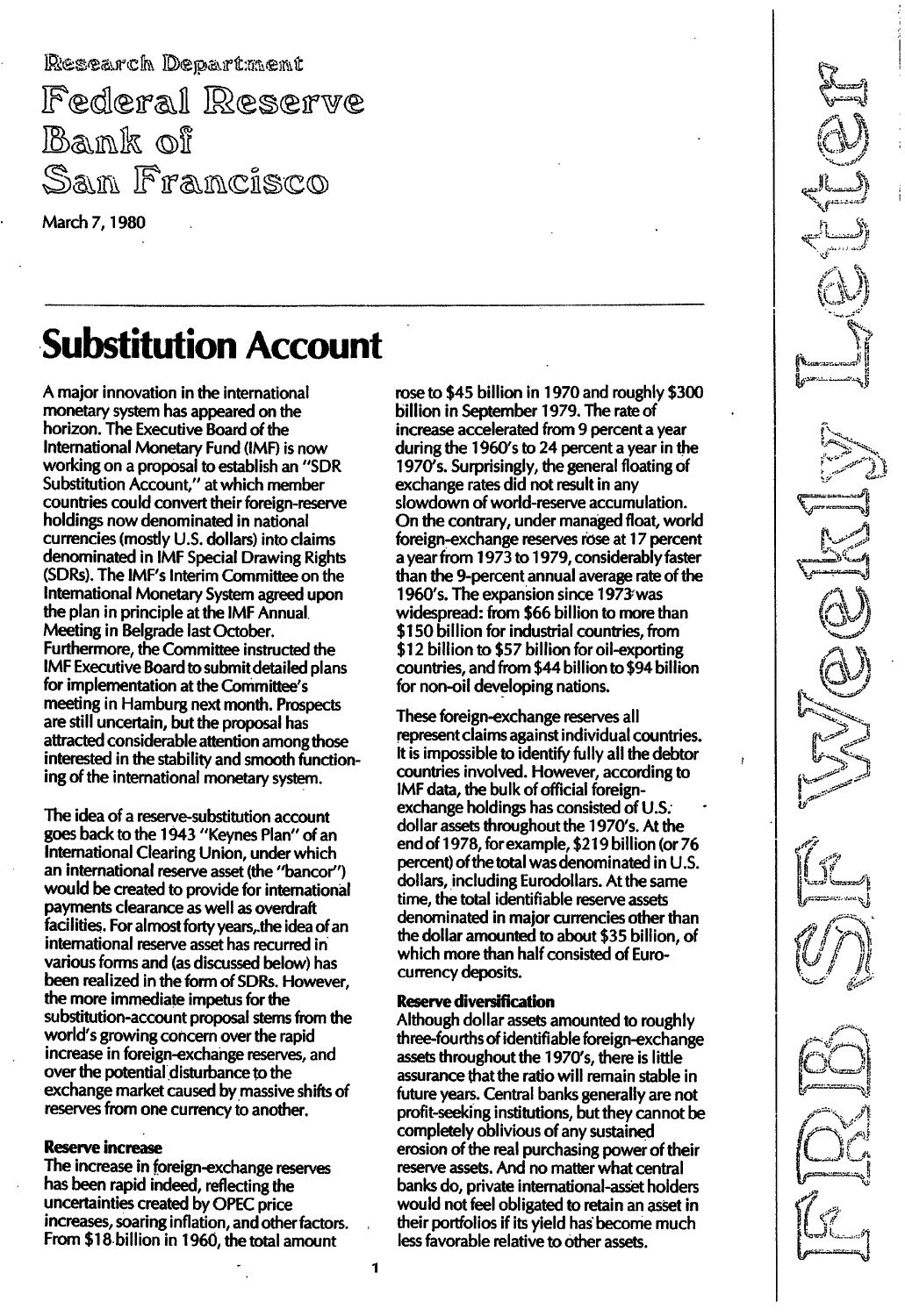Research Department

Federal Reserve Bank of San Francisco

March 7, 1980

FRB SF Weekly Letter

# Substitution Account

A major innovation in the international monetary system has appeared on the horizon. The Executive Board of the International Monetary Fund (IMF) is now working on a proposal to establish an "SDR Substitution Account," at which member countries could convert their foreign-reserve holdings now denominated in national currencies (mostly U.S. dollars) into claims denominated in IMF Special Drawing Rights (SDRs). The IMF's Interim Committee on the International Monetary System agreed upon the plan in principle at the IMF Annual Meeting in Belgrade last October. Furthermore, the Committee instructed the IMF Executive Board to submit detailed plans for implementation at the Committee's meeting in Hamburg next month. Prospects are still uncertain, but the proposal has attracted considerable attention among those interested in the stability and smooth functioning of the international monetary system.

The idea of a reserve-substitution account goes back to the 1943 "Keynes Plan" of an International Clearing Union, under which an international reserve asset (the "bancor") would be created to provide for international payments clearance as well as overdraft facilities. For almost forty years, the idea of an international reserve asset has recurred in various forms and (as discussed below) has been realized in the form of SDRs. However, the more immediate impetus for the substitution-account proposal stems from the world's growing concern over the rapid increase in foreign-exchange reserves, and over the potential disturbance to the exchange market caused by massive shifts of reserves from one currency to another.

**Reserve increase**

The increase in foreign-exchange reserves has been rapid indeed, reflecting the uncertainties created by OPEC price increases, soaring inflation, and other factors. From $18 billion in 1960, the total amount rose to $45 billion in 1970 and roughly $300 billion in September 1979. The rate of increase accelerated from 9 percent a year during the 1960's to 24 percent a year in the 1970's. Surprisingly, the general floating of exchange rates did not result in any slowdown of world-reserve accumulation. On the contrary, under managed float, world foreign-exchange reserves rose at 17 percent a year from 1973 to 1979, considerably faster than the 9-percent annual average rate of the 1960's. The expansion since 1973 was widespread: from $66 billion to more than $150 billion for industrial countries, from $12 billion to $57 billion for oil-exporting countries, and from $44 billion to $94 billion for non-oil developing nations.

These foreign-exchange reserves all represent claims against individual countries. It is impossible to identify fully all the debtor countries involved. However, according to IMF data, the bulk of official foreign-exchange holdings has consisted of U.S. dollar assets throughout the 1970's. At the end of 1978, for example, $219 billion (or 76 percent) of the total was denominated in U.S. dollars, including Eurodollars. At the same time, the total identifiable reserve assets denominated in major currencies other than the dollar amounted to about $35 billion, of which more than half consisted of Euro-currency deposits.

**Reserve diversification**

Although dollar assets amounted to roughly three-fourths of identifiable foreign-exchange assets throughout the 1970's, there is little assurance that the ratio will remain stable in future years. Central banks generally are not profit-seeking institutions, but they cannot be completely oblivious of any sustained erosion of the real purchasing power of their reserve assets. And no matter what central banks do, private international-asset holders would not feel obligated to retain an asset in their portfolios if its yield has become much less favorable relative to other assets.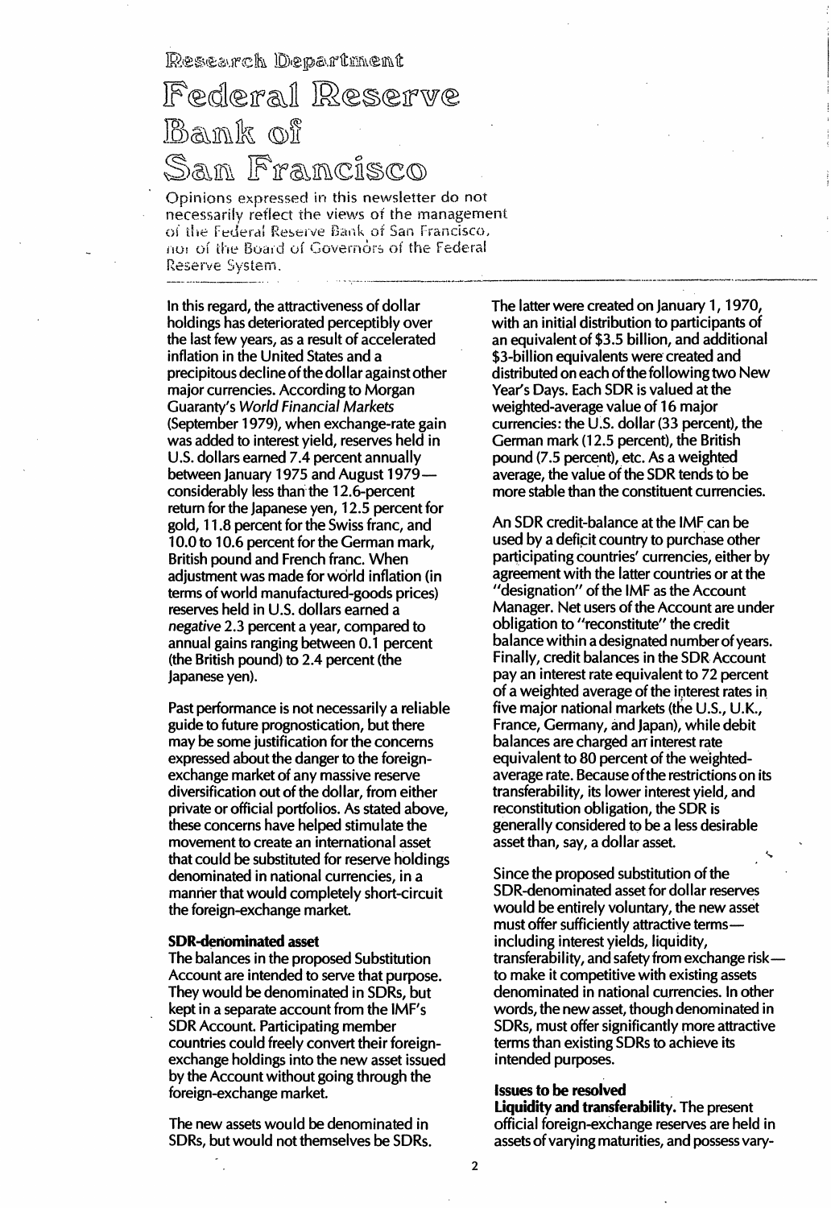Research Department

# Federal Reserve Bank of San Francisco

Opinions expressed in this newsletter do not necessarily reflect the views of the management of the Federal Reserve Bank of San Francisco, nor of the Board of Governors of the Federal Reserve System.

In this regard, the attractiveness of dollar holdings has deteriorated perceptibly over the last few years, as a result of accelerated inflation in the United States and a precipitous decline of the dollar against other major currencies. According to Morgan Guaranty's *World Financial Markets* (September 1979), when exchange-rate gain was added to interest yield, reserves held in U.S. dollars earned 7.4 percent annually between January 1975 and August 1979— considerably less than the 12.6-percent return for the Japanese yen, 12.5 percent for gold, 11.8 percent for the Swiss franc, and 10.0 to 10.6 percent for the German mark, British pound and French franc. When adjustment was made for world inflation (in terms of world manufactured-goods prices) reserves held in U.S. dollars earned a *negative* 2.3 percent a year, compared to annual gains ranging between 0.1 percent (the British pound) to 2.4 percent (the Japanese yen).

Past performance is not necessarily a reliable guide to future prognostication, but there may be some justification for the concerns expressed about the danger to the foreign-exchange market of any massive reserve diversification out of the dollar, from either private or official portfolios. As stated above, these concerns have helped stimulate the movement to create an international asset that could be substituted for reserve holdings denominated in national currencies, in a manner that would completely short-circuit the foreign-exchange market.

**SDR-denominated asset**

The balances in the proposed Substitution Account are intended to serve that purpose. They would be denominated in SDRs, but kept in a separate account from the IMF's SDR Account. Participating member countries could freely convert their foreign-exchange holdings into the new asset issued by the Account without going through the foreign-exchange market.

The new assets would be denominated in SDRs, but would not themselves be SDRs. The latter were created on January 1, 1970, with an initial distribution to participants of an equivalent of $3.5 billion, and additional $3-billion equivalents were created and distributed on each of the following two New Year's Days. Each SDR is valued at the weighted-average value of 16 major currencies: the U.S. dollar (33 percent), the German mark (12.5 percent), the British pound (7.5 percent), etc. As a weighted average, the value of the SDR tends to be more stable than the constituent currencies.

An SDR credit-balance at the IMF can be used by a deficit country to purchase other participating countries' currencies, either by agreement with the latter countries or at the "designation" of the IMF as the Account Manager. Net users of the Account are under obligation to "reconstitute" the credit balance within a designated number of years. Finally, credit balances in the SDR Account pay an interest rate equivalent to 72 percent of a weighted average of the interest rates in five major national markets (the U.S., U.K., France, Germany, and Japan), while debit balances are charged an interest rate equivalent to 80 percent of the weighted-average rate. Because of the restrictions on its transferability, its lower interest yield, and reconstitution obligation, the SDR is generally considered to be a less desirable asset than, say, a dollar asset.

Since the proposed substitution of the SDR-denominated asset for dollar reserves would be entirely voluntary, the new asset must offer sufficiently attractive terms— including interest yields, liquidity, transferability, and safety from exchange risk— to make it competitive with existing assets denominated in national currencies. In other words, the new asset, though denominated in SDRs, must offer significantly more attractive terms than existing SDRs to achieve its intended purposes.

**Issues to be resolved**

**Liquidity and transferability.** The present official foreign-exchange reserves are held in assets of varying maturities, and possess vary-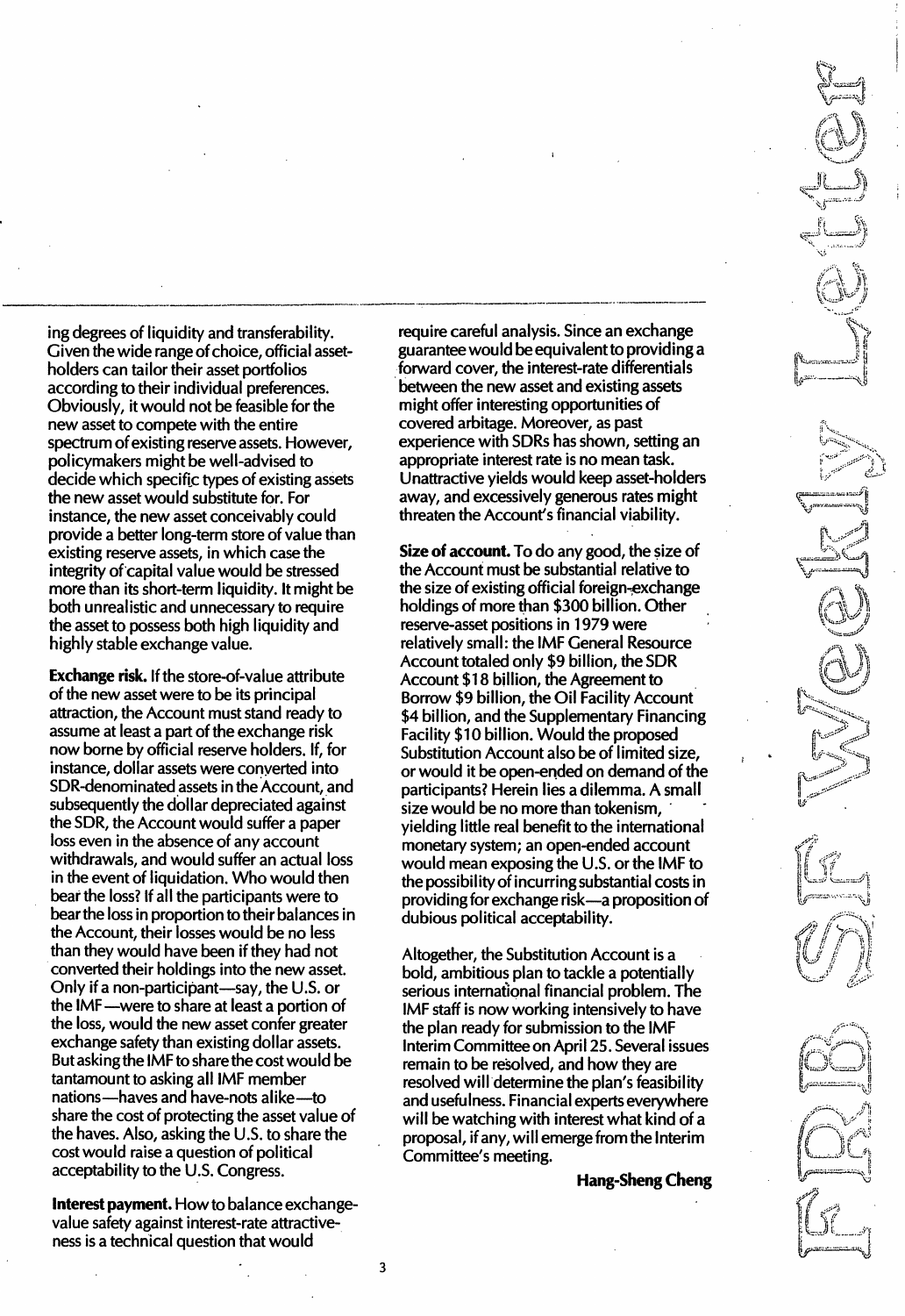ing degrees of liquidity and transferability. Given the wide range of choice, official asset-holders can tailor their asset portfolios according to their individual preferences. Obviously, it would not be feasible for the new asset to compete with the entire spectrum of existing reserve assets. However, policymakers might be well-advised to decide which specific types of existing assets the new asset would substitute for. For instance, the new asset conceivably could provide a better long-term store of value than existing reserve assets, in which case the integrity of capital value would be stressed more than its short-term liquidity. It might be both unrealistic and unnecessary to require the asset to possess both high liquidity and highly stable exchange value.

**Exchange risk.** If the store-of-value attribute of the new asset were to be its principal attraction, the Account must stand ready to assume at least a part of the exchange risk now borne by official reserve holders. If, for instance, dollar assets were converted into SDR-denominated assets in the Account, and subsequently the dollar depreciated against the SDR, the Account would suffer a paper loss even in the absence of any account withdrawals, and would suffer an actual loss in the event of liquidation. Who would then bear the loss? If all the participants were to bear the loss in proportion to their balances in the Account, their losses would be no less than they would have been if they had not converted their holdings into the new asset. Only if a non-participant—say, the U.S. or the IMF—were to share at least a portion of the loss, would the new asset confer greater exchange safety than existing dollar assets. But asking the IMF to share the cost would be tantamount to asking all IMF member nations—haves and have-nots alike—to share the cost of protecting the asset value of the haves. Also, asking the U.S. to share the cost would raise a question of political acceptability to the U.S. Congress.

**Interest payment.** How to balance exchange-value safety against interest-rate attractiveness is a technical question that would require careful analysis. Since an exchange guarantee would be equivalent to providing a forward cover, the interest-rate differentials between the new asset and existing assets might offer interesting opportunities of covered arbitage. Moreover, as past experience with SDRs has shown, setting an appropriate interest rate is no mean task. Unattractive yields would keep asset-holders away, and excessively generous rates might threaten the Account's financial viability.

**Size of account.** To do any good, the size of the Account must be substantial relative to the size of existing official foreign-exchange holdings of more than $300 billion. Other reserve-asset positions in 1979 were relatively small: the IMF General Resource Account totaled only $9 billion, the SDR Account $18 billion, the Agreement to Borrow $9 billion, the Oil Facility Account $4 billion, and the Supplementary Financing Facility $10 billion. Would the proposed Substitution Account also be of limited size, or would it be open-ended on demand of the participants? Herein lies a dilemma. A small size would be no more than tokenism, yielding little real benefit to the international monetary system; an open-ended account would mean exposing the U.S. or the IMF to the possibility of incurring substantial costs in providing for exchange risk—a proposition of dubious political acceptability.

Altogether, the Substitution Account is a bold, ambitious plan to tackle a potentially serious international financial problem. The IMF staff is now working intensively to have the plan ready for submission to the IMF Interim Committee on April 25. Several issues remain to be resolved, and how they are resolved will determine the plan's feasibility and usefulness. Financial experts everywhere will be watching with interest what kind of a proposal, if any, will emerge from the Interim Committee's meeting.

**Hang-Sheng Cheng**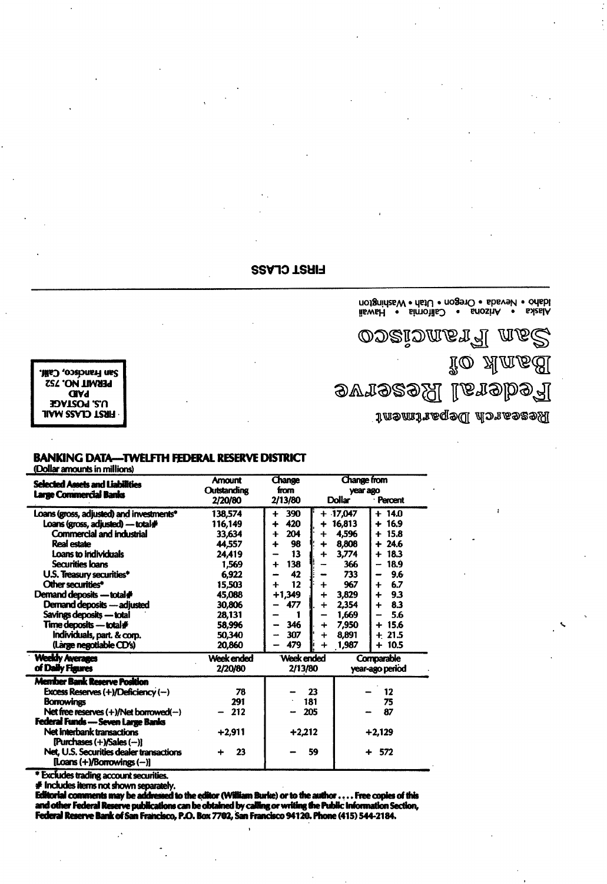Research Department

# Federal Reserve Bank of San Francisco

Alaska • Arizona • California • Hawaii
Idaho • Nevada • Oregon • Utah • Washington

FIRST CLASS MAIL
U.S. POSTAGE
PAID
PERMIT NO. 752
San Francisco, Calif.

FIRST CLASS

## BANKING DATA—TWELFTH FEDERAL RESERVE DISTRICT

(Dollar amounts in millions)

| Selected Assets and Liabilities Large Commercial Banks | Amount Outstanding 2/20/80 | Change from 2/13/80 | Change from year ago | |
|---|---|---|---|---|
| | | | Dollar | Percent |
| Loans (gross, adjusted) and investments* | 138,574 | + 390 | + 17,047 | + 14.0 |
| Loans (gross, adjusted) — total# | 116,149 | + 420 | + 16,813 | + 16.9 |
| Commercial and industrial | 33,634 | + 204 | + 4,596 | + 15.8 |
| Real estate | 44,557 | + 98 | + 8,808 | + 24.6 |
| Loans to individuals | 24,419 | − 13 | + 3,774 | + 18.3 |
| Securities loans | 1,569 | + 138 | − 366 | − 18.9 |
| U.S. Treasury securities* | 6,922 | − 42 | − 733 | − 9.6 |
| Other securities* | 15,503 | + 12 | + 967 | + 6.7 |
| Demand deposits — total# | 45,088 | +1,349 | + 3,829 | + 9.3 |
| Demand deposits — adjusted | 30,806 | − 477 | + 2,354 | + 8.3 |
| Savings deposits — total | 28,131 | − 1 | − 1,669 | − 5.6 |
| Time deposits — total# | 58,996 | − 346 | + 7,950 | + 15.6 |
| Individuals, part. & corp. | 50,340 | − 307 | + 8,891 | + 21.5 |
| (Large negotiable CD's) | 20,860 | − 479 | + 1,987 | + 10.5 |
| **Weekly Averages of Daily Figures** | **Week ended 2/20/80** | **Week ended 2/13/80** | **Comparable year-ago period** | |
| **Member Bank Reserve Position** | | | | |
| Excess Reserves (+)/Deficiency (−) | 78 | − 23 | − 12 | |
| Borrowings | 291 | 181 | 75 | |
| Net free reserves (+)/Net borrowed(−) | − 212 | − 205 | − 87 | |
| **Federal Funds — Seven Large Banks** | | | | |
| Net interbank transactions [Purchases (+)/Sales (−)] | +2,911 | +2,212 | +2,129 | |
| Net, U.S. Securities dealer transactions [Loans (+)/Borrowings (−)] | + 23 | − 59 | + 572 | |

* Excludes trading account securities.
# Includes items not shown separately.

**Editorial comments may be addressed to the editor (William Burke) or to the author . . . . Free copies of this and other Federal Reserve publications can be obtained by calling or writing the Public Information Section, Federal Reserve Bank of San Francisco, P.O. Box 7702, San Francisco 94120. Phone (415) 544-2184.**